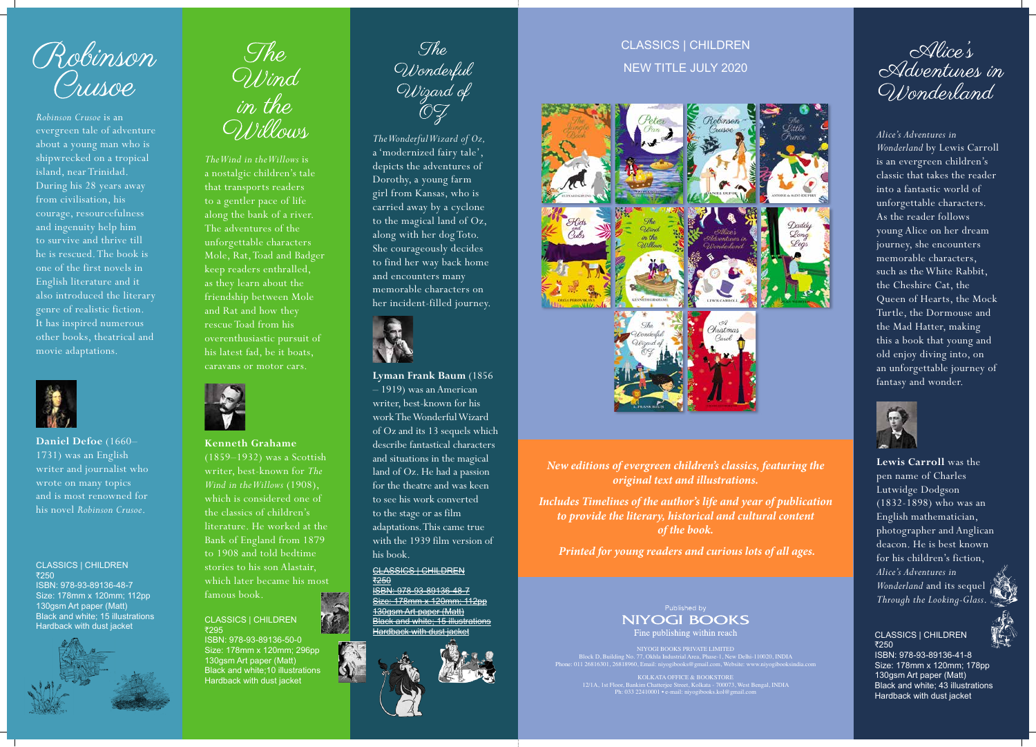# Robinson Crusoe

*Robinson Crusoe* is an evergreen tale of adventure about a young man who is shipwrecked on a tropical island, near Trinidad. During his 28 years away from civilisation, his courage, resourcefulness and ingenuity help him to survive and thrive till he is rescued. The book is one of the first novels in English literature and it also introduced the literary genre of realistic fiction. It has inspired numerous other books, theatrical and movie adaptations.

**Daniel Defoe** (1660–1731) was an English writer and journalist who wrote on many topics and is most renowned for his novel *Robinson Crusoe*.

CLASSICS | CHILDREN
₹250
ISBN: 978-93-89136-48-7
Size: 178mm x 120mm; 112pp
130gsm Art paper (Matt)
Black and white; 15 illustrations
Hardback with dust jacket

# The Wind in the Willows

*The Wind in the Willows* is a nostalgic children's tale that transports readers to a gentler pace of life along the bank of a river. The adventures of the unforgettable characters Mole, Rat, Toad and Badger keep readers enthralled, as they learn about the friendship between Mole and Rat and how they rescue Toad from his overenthusiastic pursuit of his latest fad, be it boats, caravans or motor cars.

**Kenneth Grahame** (1859–1932) was a Scottish writer, best-known for *The Wind in the Willows* (1908), which is considered one of the classics of children's literature. He worked at the Bank of England from 1879 to 1908 and told bedtime stories to his son Alastair, which later became his most famous book.

CLASSICS | CHILDREN
₹295
ISBN: 978-93-89136-50-0
Size: 178mm x 120mm; 296pp
130gsm Art paper (Matt)
Black and white;10 illustrations
Hardback with dust jacket

# The Wonderful Wizard of OZ

*The Wonderful Wizard of Oz*, a 'modernized fairy tale', depicts the adventures of Dorothy, a young farm girl from Kansas, who is carried away by a cyclone to the magical land of Oz, along with her dog Toto. She courageously decides to find her way back home and encounters many memorable characters on her incident-filled journey.

**Lyman Frank Baum** (1856 – 1919) was an American writer, best-known for his work The Wonderful Wizard of Oz and its 13 sequels which describe fantastical characters and situations in the magical land of Oz. He had a passion for the theatre and was keen to see his work converted to the stage or as film adaptations. This came true with the 1939 film version of his book.

~~CLASSICS | CHILDREN~~
~~₹250~~
~~ISBN: 978-93-89136-48-7~~
~~Size: 178mm x 120mm; 112pp~~
~~130gsm Art paper (Matt)~~
~~Black and white; 15 illustrations~~
~~Hardback with dust jacket~~

CLASSICS | CHILDREN
NEW TITLE JULY 2020

*New editions of evergreen children's classics, featuring the original text and illustrations.*

*Includes Timelines of the author's life and year of publication to provide the literary, historical and cultural content of the book.*

*Printed for young readers and curious lots of all ages.*

Published by
NIYOGI BOOKS
Fine publishing within reach

NIYOGI BOOKS PRIVATE LIMITED
Block D, Building No. 77, Okhla Industrial Area, Phase-I, New Delhi-110020, INDIA
Phone: 011 26816301, 26818960, Email: niyogibooks@gmail.com, Website: www.niyogibooksindia.com

KOLKATA OFFICE & BOOKSTORE
12/1A, 1st Floor, Bankim Chatterjee Street, Kolkata - 700073, West Bengal, INDIA
Ph: 033 22410001 • e-mail: niyogibooks.kol@gmail.com

# Alice's Adventures in Wonderland

*Alice's Adventures in Wonderland* by Lewis Carroll is an evergreen children's classic that takes the reader into a fantastic world of unforgettable characters. As the reader follows young Alice on her dream journey, she encounters memorable characters, such as the White Rabbit, the Cheshire Cat, the Queen of Hearts, the Mock Turtle, the Dormouse and the Mad Hatter, making this a book that young and old enjoy diving into, on an unforgettable journey of fantasy and wonder.

**Lewis Carroll** was the pen name of Charles Lutwidge Dodgson (1832-1898) who was an English mathematician, photographer and Anglican deacon. He is best known for his children's fiction, *Alice's Adventures in Wonderland* and its sequel *Through the Looking-Glass*.

CLASSICS | CHILDREN
₹250
ISBN: 978-93-89136-41-8
Size: 178mm x 120mm; 178pp
130gsm Art paper (Matt)
Black and white; 43 illustrations
Hardback with dust jacket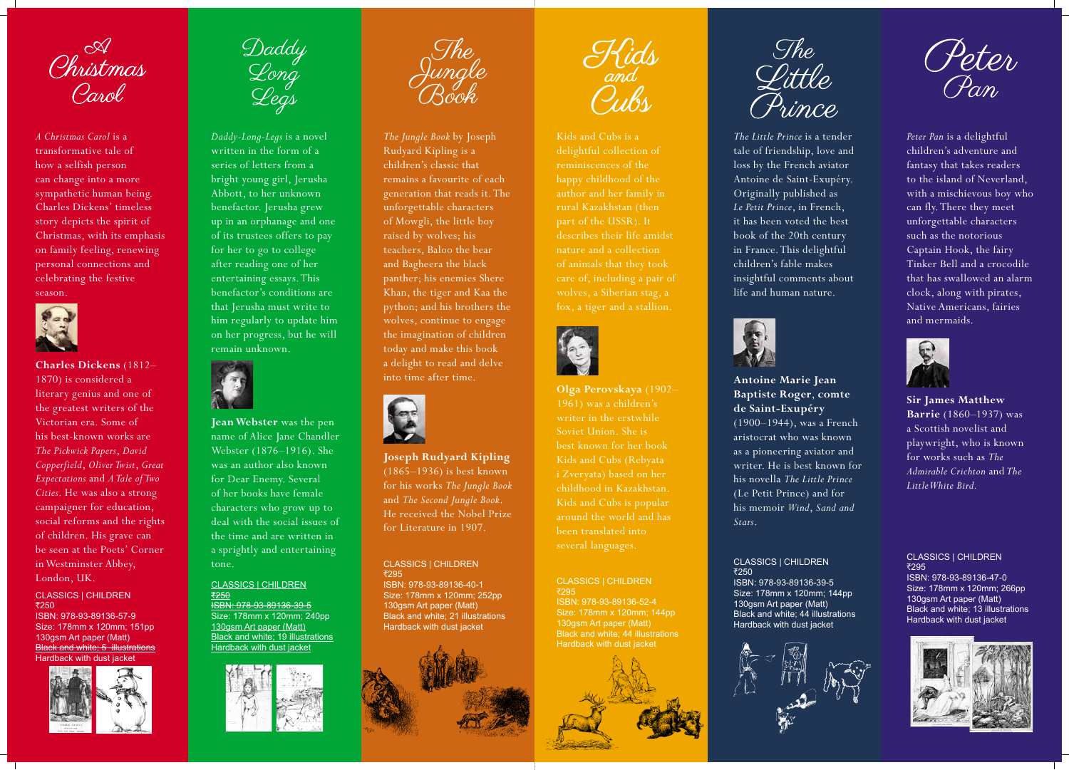# A Christmas Carol

*A Christmas Carol* is a transformative tale of how a selfish person can change into a more sympathetic human being. Charles Dickens' timeless story depicts the spirit of Christmas, with its emphasis on family feeling, renewing personal connections and celebrating the festive season.

**Charles Dickens** (1812–1870) is considered a literary genius and one of the greatest writers of the Victorian era. Some of his best-known works are *The Pickwick Papers*, *David Copperfield*, *Oliver Twist*, *Great Expectations* and *A Tale of Two Cities*. He was also a strong campaigner for education, social reforms and the rights of children. His grave can be seen at the Poets' Corner in Westminster Abbey, London, UK.

CLASSICS | CHILDREN
₹250
ISBN: 978-93-89136-57-9
Size: 178mm x 120mm; 151pp
130gsm Art paper (Matt)
~~Black and white; 5 illustrations~~
Hardback with dust jacket

# Daddy Long Legs

*Daddy-Long-Legs* is a novel written in the form of a series of letters from a bright young girl, Jerusha Abbott, to her unknown benefactor. Jerusha grew up in an orphanage and one of its trustees offers to pay for her to go to college after reading one of her entertaining essays. This benefactor's conditions are that Jerusha must write to him regularly to update him on her progress, but he will remain unknown.

**Jean Webster** was the pen name of Alice Jane Chandler Webster (1876–1916). She was an author also known for Dear Enemy. Several of her books have female characters who grow up to deal with the social issues of the time and are written in a sprightly and entertaining tone.

CLASSICS | CHILDREN
~~₹250~~
~~ISBN: 978-93-89136-39-5~~
Size: 178mm x 120mm; 240pp
130gsm Art paper (Matt)
Black and white; 19 illustrations
Hardback with dust jacket

# The Jungle Book

*The Jungle Book* by Joseph Rudyard Kipling is a children's classic that remains a favourite of each generation that reads it. The unforgettable characters of Mowgli, the little boy raised by wolves; his teachers, Baloo the bear and Bagheera the black panther; his enemies Shere Khan, the tiger and Kaa the python; and his brothers the wolves, continue to engage the imagination of children today and make this book a delight to read and delve into time after time.

**Joseph Rudyard Kipling** (1865–1936) is best known for his works *The Jungle Book* and *The Second Jungle Book*. He received the Nobel Prize for Literature in 1907.

CLASSICS | CHILDREN
₹295
ISBN: 978-93-89136-40-1
Size: 178mm x 120mm; 252pp
130gsm Art paper (Matt)
Black and white; 21 illustrations
Hardback with dust jacket

# Kids and Cubs

Kids and Cubs is a delightful collection of reminiscences of the happy childhood of the author and her family in rural Kazakhstan (then part of the USSR). It describes their life amidst nature and a collection of animals that they took care of, including a pair of wolves, a Siberian stag, a fox, a tiger and a stallion.

**Olga Perovskaya** (1902–1961) was a children's writer in the erstwhile Soviet Union. She is best known for her book Kids and Cubs (Rebyata i Zveryata) based on her childhood in Kazakhstan. Kids and Cubs is popular around the world and has been translated into several languages.

CLASSICS | CHILDREN
₹295
ISBN: 978-93-89136-52-4
Size: 178mm x 120mm; 144pp
130gsm Art paper (Matt)
Black and white; 44 illustrations
Hardback with dust jacket

# The Little Prince

*The Little Prince* is a tender tale of friendship, love and loss by the French aviator Antoine de Saint-Exupéry. Originally published as *Le Petit Prince*, in French, it has been voted the best book of the 20th century in France. This delightful children's fable makes insightful comments about life and human nature.

**Antoine Marie Jean Baptiste Roger, comte de Saint-Exupéry** (1900–1944), was a French aristocrat who was known as a pioneering aviator and writer. He is best known for his novella *The Little Prince* (Le Petit Prince) and for his memoir *Wind, Sand and Stars*.

CLASSICS | CHILDREN
₹250
ISBN: 978-93-89136-39-5
Size: 178mm x 120mm; 144pp
130gsm Art paper (Matt)
Black and white; 44 illustrations
Hardback with dust jacket

# Peter Pan

*Peter Pan* is a delightful children's adventure and fantasy that takes readers to the island of Neverland, with a mischievous boy who can fly. There they meet unforgettable characters such as the notorious Captain Hook, the fairy Tinker Bell and a crocodile that has swallowed an alarm clock, along with pirates, Native Americans, fairies and mermaids.

**Sir James Matthew Barrie** (1860–1937) was a Scottish novelist and playwright, who is known for works such as *The Admirable Crichton* and *The Little White Bird*.

CLASSICS | CHILDREN
₹295
ISBN: 978-93-89136-47-0
Size: 178mm x 120mm; 266pp
130gsm Art paper (Matt)
Black and white; 13 illustrations
Hardback with dust jacket